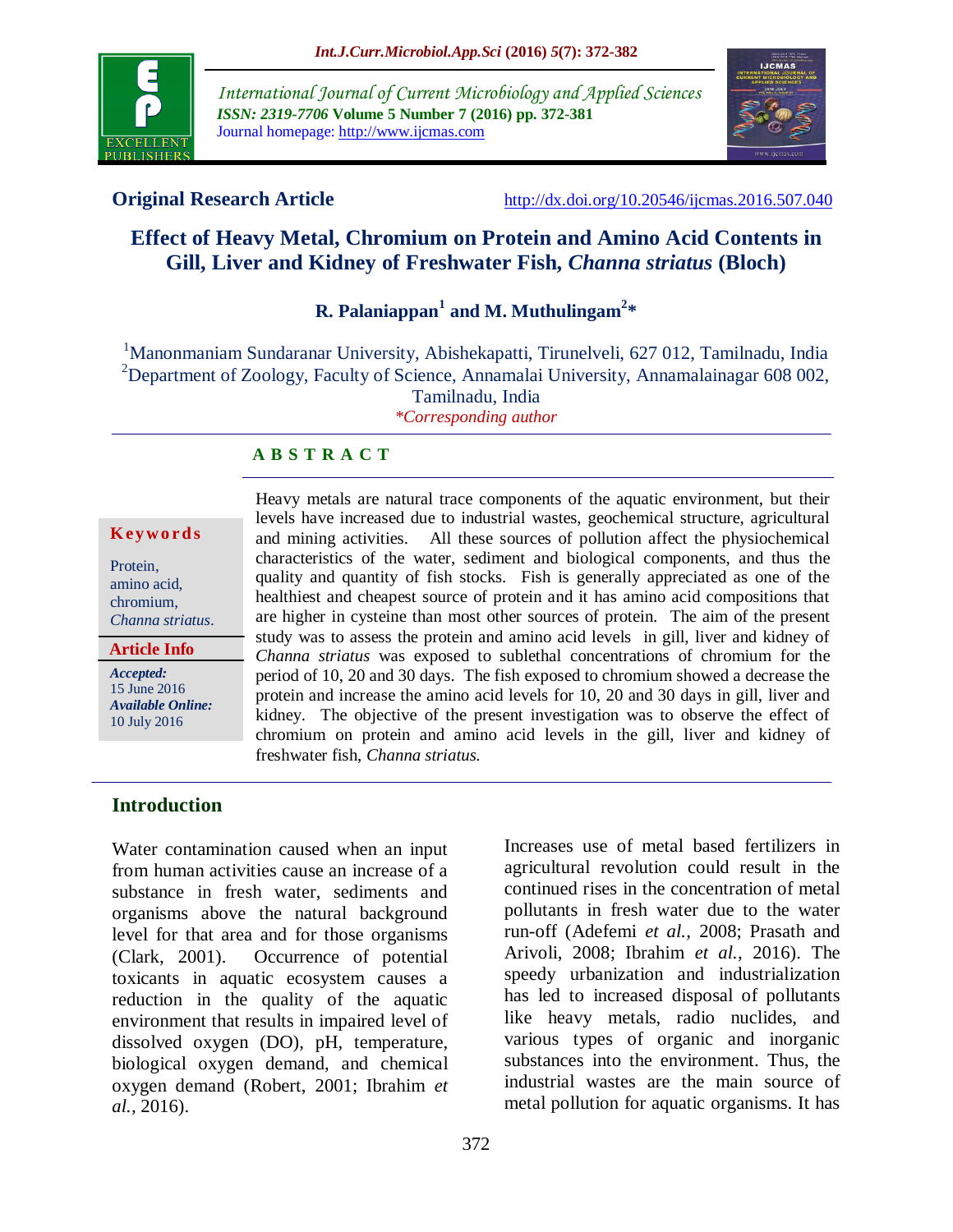**Original Research Article** http://dx.doi.org/10.20546/ijcmas.2016.507.040

# Effect of Heavy Metal, Chromium on Protein and Amino Acid Contents in Gill, Liver and Kidney of Freshwater Fish, *Channa striatus* (Bloch)

**R. Palaniappan[1] and M. Muthulingam[2]***

[1]Manonmaniam Sundaranar University, Abishekapatti, Tirunelveli, 627 012, Tamilnadu, India
[2]Department of Zoology, Faculty of Science, Annamalai University, Annamalainagar 608 002, Tamilnadu, India
*Corresponding author

**Keywords**

Protein, amino acid, chromium, *Channa striatus*.

**Article Info**

*Accepted:* 15 June 2016
*Available Online:* 10 July 2016

## ABSTRACT

Heavy metals are natural trace components of the aquatic environment, but their levels have increased due to industrial wastes, geochemical structure, agricultural and mining activities. All these sources of pollution affect the physiochemical characteristics of the water, sediment and biological components, and thus the quality and quantity of fish stocks. Fish is generally appreciated as one of the healthiest and cheapest source of protein and it has amino acid compositions that are higher in cysteine than most other sources of protein. The aim of the present study was to assess the protein and amino acid levels in gill, liver and kidney of *Channa striatus* was exposed to sublethal concentrations of chromium for the period of 10, 20 and 30 days. The fish exposed to chromium showed a decrease the protein and increase the amino acid levels for 10, 20 and 30 days in gill, liver and kidney. The objective of the present investigation was to observe the effect of chromium on protein and amino acid levels in the gill, liver and kidney of freshwater fish, *Channa striatus.*

## Introduction

Water contamination caused when an input from human activities cause an increase of a substance in fresh water, sediments and organisms above the natural background level for that area and for those organisms (Clark, 2001). Occurrence of potential toxicants in aquatic ecosystem causes a reduction in the quality of the aquatic environment that results in impaired level of dissolved oxygen (DO), pH, temperature, biological oxygen demand, and chemical oxygen demand (Robert, 2001; Ibrahim *et al.,* 2016).

Increases use of metal based fertilizers in agricultural revolution could result in the continued rises in the concentration of metal pollutants in fresh water due to the water run-off (Adefemi *et al.,* 2008; Prasath and Arivoli, 2008; Ibrahim *et al.,* 2016). The speedy urbanization and industrialization has led to increased disposal of pollutants like heavy metals, radio nuclides, and various types of organic and inorganic substances into the environment. Thus, the industrial wastes are the main source of metal pollution for aquatic organisms. It has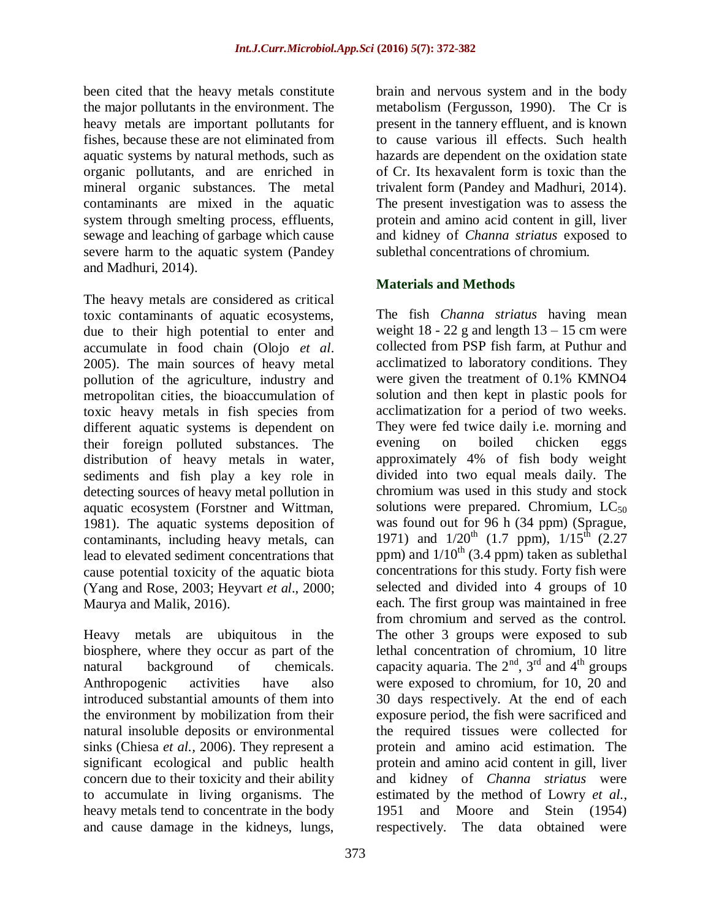been cited that the heavy metals constitute the major pollutants in the environment. The heavy metals are important pollutants for fishes, because these are not eliminated from aquatic systems by natural methods, such as organic pollutants, and are enriched in mineral organic substances. The metal contaminants are mixed in the aquatic system through smelting process, effluents, sewage and leaching of garbage which cause severe harm to the aquatic system (Pandey and Madhuri, 2014).

The heavy metals are considered as critical toxic contaminants of aquatic ecosystems, due to their high potential to enter and accumulate in food chain (Olojo *et al*. 2005). The main sources of heavy metal pollution of the agriculture, industry and metropolitan cities, the bioaccumulation of toxic heavy metals in fish species from different aquatic systems is dependent on their foreign polluted substances. The distribution of heavy metals in water, sediments and fish play a key role in detecting sources of heavy metal pollution in aquatic ecosystem (Forstner and Wittman, 1981). The aquatic systems deposition of contaminants, including heavy metals, can lead to elevated sediment concentrations that cause potential toxicity of the aquatic biota (Yang and Rose, 2003; Heyvart *et al*., 2000; Maurya and Malik, 2016).

Heavy metals are ubiquitous in the biosphere, where they occur as part of the natural background of chemicals. Anthropogenic activities have also introduced substantial amounts of them into the environment by mobilization from their natural insoluble deposits or environmental sinks (Chiesa *et al.,* 2006). They represent a significant ecological and public health concern due to their toxicity and their ability to accumulate in living organisms. The heavy metals tend to concentrate in the body and cause damage in the kidneys, lungs, brain and nervous system and in the body metabolism (Fergusson, 1990). The Cr is present in the tannery effluent, and is known to cause various ill effects. Such health hazards are dependent on the oxidation state of Cr. Its hexavalent form is toxic than the trivalent form (Pandey and Madhuri, 2014). The present investigation was to assess the protein and amino acid content in gill, liver and kidney of *Channa striatus* exposed to sublethal concentrations of chromium.

## Materials and Methods

The fish *Channa striatus* having mean weight 18 - 22 g and length 13 – 15 cm were collected from PSP fish farm, at Puthur and acclimatized to laboratory conditions. They were given the treatment of 0.1% KMNO4 solution and then kept in plastic pools for acclimatization for a period of two weeks. They were fed twice daily i.e. morning and evening on boiled chicken eggs approximately 4% of fish body weight divided into two equal meals daily. The chromium was used in this study and stock solutions were prepared. Chromium, $LC_{50}$ was found out for 96 h (34 ppm) (Sprague, 1971) and $1/20^{th}$ (1.7 ppm), $1/15^{th}$ (2.27 ppm) and $1/10^{th}$ (3.4 ppm) taken as sublethal concentrations for this study. Forty fish were selected and divided into 4 groups of 10 each. The first group was maintained in free from chromium and served as the control. The other 3 groups were exposed to sub lethal concentration of chromium, 10 litre capacity aquaria. The $2^{nd}$, $3^{rd}$ and $4^{th}$ groups were exposed to chromium, for 10, 20 and 30 days respectively. At the end of each exposure period, the fish were sacrificed and the required tissues were collected for protein and amino acid estimation. The protein and amino acid content in gill, liver and kidney of *Channa striatus* were estimated by the method of Lowry *et al.*, 1951 and Moore and Stein (1954) respectively. The data obtained were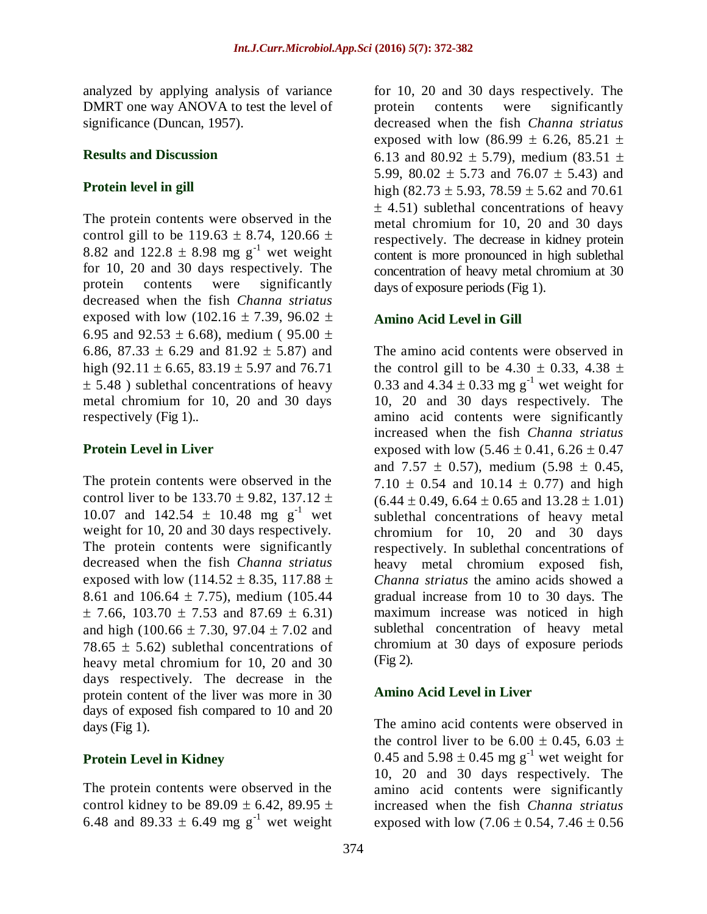analyzed by applying analysis of variance DMRT one way ANOVA to test the level of significance (Duncan, 1957).

## Results and Discussion

### Protein level in gill

The protein contents were observed in the control gill to be 119.63 ± 8.74, 120.66 ± 8.82 and 122.8 ± 8.98 mg $g^{-1}$ wet weight for 10, 20 and 30 days respectively. The protein contents were significantly decreased when the fish *Channa striatus* exposed with low (102.16 ± 7.39, 96.02 ± 6.95 and 92.53 ± 6.68), medium ( 95.00 ± 6.86, 87.33 ± 6.29 and 81.92 ± 5.87) and high (92.11 ± 6.65, 83.19 ± 5.97 and 76.71 ± 5.48 ) sublethal concentrations of heavy metal chromium for 10, 20 and 30 days respectively (Fig 1)..

### Protein Level in Liver

The protein contents were observed in the control liver to be 133.70 ± 9.82, 137.12 ± 10.07 and 142.54 ± 10.48 mg $g^{-1}$ wet weight for 10, 20 and 30 days respectively. The protein contents were significantly decreased when the fish *Channa striatus* exposed with low (114.52 ± 8.35, 117.88 ± 8.61 and 106.64 ± 7.75), medium (105.44 ± 7.66, 103.70 ± 7.53 and 87.69 ± 6.31) and high (100.66 ± 7.30, 97.04 ± 7.02 and 78.65 ± 5.62) sublethal concentrations of heavy metal chromium for 10, 20 and 30 days respectively. The decrease in the protein content of the liver was more in 30 days of exposed fish compared to 10 and 20 days (Fig 1).

### Protein Level in Kidney

The protein contents were observed in the control kidney to be 89.09 ± 6.42, 89.95 ± 6.48 and 89.33 ± 6.49 mg $g^{-1}$ wet weight for 10, 20 and 30 days respectively. The protein contents were significantly decreased when the fish *Channa striatus* exposed with low (86.99 ± 6.26, 85.21 ± 6.13 and 80.92 ± 5.79), medium (83.51 ± 5.99, 80.02 ± 5.73 and 76.07 ± 5.43) and high (82.73 ± 5.93, 78.59 ± 5.62 and 70.61 ± 4.51) sublethal concentrations of heavy metal chromium for 10, 20 and 30 days respectively. The decrease in kidney protein content is more pronounced in high sublethal concentration of heavy metal chromium at 30 days of exposure periods (Fig 1).

### Amino Acid Level in Gill

The amino acid contents were observed in the control gill to be 4.30 ± 0.33, 4.38 ± 0.33 and 4.34 ± 0.33 mg $g^{-1}$ wet weight for 10, 20 and 30 days respectively. The amino acid contents were significantly increased when the fish *Channa striatus* exposed with low (5.46 ± 0.41, 6.26 ± 0.47 and 7.57 ± 0.57), medium (5.98 ± 0.45, 7.10 ± 0.54 and 10.14 ± 0.77) and high (6.44 ± 0.49, 6.64 ± 0.65 and 13.28 ± 1.01) sublethal concentrations of heavy metal chromium for 10, 20 and 30 days respectively. In sublethal concentrations of heavy metal chromium exposed fish, *Channa striatus* the amino acids showed a gradual increase from 10 to 30 days. The maximum increase was noticed in high sublethal concentration of heavy metal chromium at 30 days of exposure periods (Fig 2).

### Amino Acid Level in Liver

The amino acid contents were observed in the control liver to be 6.00 ± 0.45, 6.03 ± 0.45 and 5.98 ± 0.45 mg $g^{-1}$ wet weight for 10, 20 and 30 days respectively. The amino acid contents were significantly increased when the fish *Channa striatus* exposed with low (7.06 ± 0.54, 7.46 ± 0.56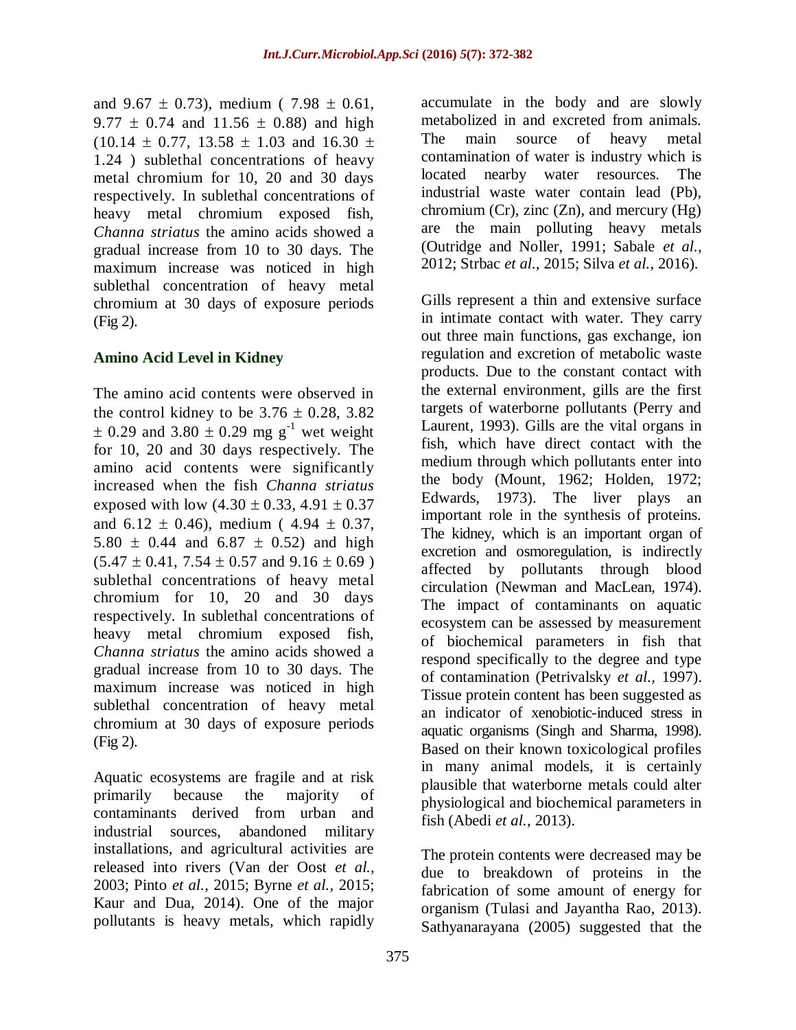and 9.67 ± 0.73), medium ( 7.98 ± 0.61, 9.77 ± 0.74 and 11.56 ± 0.88) and high (10.14 ± 0.77, 13.58 ± 1.03 and 16.30 ± 1.24 ) sublethal concentrations of heavy metal chromium for 10, 20 and 30 days respectively. In sublethal concentrations of heavy metal chromium exposed fish, *Channa striatus* the amino acids showed a gradual increase from 10 to 30 days. The maximum increase was noticed in high sublethal concentration of heavy metal chromium at 30 days of exposure periods (Fig 2).

### Amino Acid Level in Kidney

The amino acid contents were observed in the control kidney to be 3.76 ± 0.28, 3.82 ± 0.29 and 3.80 ± 0.29 mg $g^{-1}$ wet weight for 10, 20 and 30 days respectively. The amino acid contents were significantly increased when the fish *Channa striatus* exposed with low (4.30 ± 0.33, 4.91 ± 0.37 and 6.12 ± 0.46), medium ( 4.94 ± 0.37, 5.80 ± 0.44 and 6.87 ± 0.52) and high (5.47 ± 0.41, 7.54 ± 0.57 and 9.16 ± 0.69 ) sublethal concentrations of heavy metal chromium for 10, 20 and 30 days respectively. In sublethal concentrations of heavy metal chromium exposed fish, *Channa striatus* the amino acids showed a gradual increase from 10 to 30 days. The maximum increase was noticed in high sublethal concentration of heavy metal chromium at 30 days of exposure periods (Fig 2).

Aquatic ecosystems are fragile and at risk primarily because the majority of contaminants derived from urban and industrial sources, abandoned military installations, and agricultural activities are released into rivers (Van der Oost *et al.,* 2003; Pinto *et al.,* 2015; Byrne *et al.,* 2015; Kaur and Dua, 2014). One of the major pollutants is heavy metals, which rapidly accumulate in the body and are slowly metabolized in and excreted from animals. The main source of heavy metal contamination of water is industry which is located nearby water resources. The industrial waste water contain lead (Pb), chromium (Cr), zinc (Zn), and mercury (Hg) are the main polluting heavy metals (Outridge and Noller, 1991; Sabale *et al.,* 2012; Strbac *et al.,* 2015; Silva *et al.,* 2016).

Gills represent a thin and extensive surface in intimate contact with water. They carry out three main functions, gas exchange, ion regulation and excretion of metabolic waste products. Due to the constant contact with the external environment, gills are the first targets of waterborne pollutants (Perry and Laurent, 1993). Gills are the vital organs in fish, which have direct contact with the medium through which pollutants enter into the body (Mount, 1962; Holden, 1972; Edwards, 1973). The liver plays an important role in the synthesis of proteins. The kidney, which is an important organ of excretion and osmoregulation, is indirectly affected by pollutants through blood circulation (Newman and MacLean, 1974). The impact of contaminants on aquatic ecosystem can be assessed by measurement of biochemical parameters in fish that respond specifically to the degree and type of contamination (Petrivalsky *et al.,* 1997). Tissue protein content has been suggested as an indicator of xenobiotic-induced stress in aquatic organisms (Singh and Sharma, 1998). Based on their known toxicological profiles in many animal models, it is certainly plausible that waterborne metals could alter physiological and biochemical parameters in fish (Abedi *et al.,* 2013).

The protein contents were decreased may be due to breakdown of proteins in the fabrication of some amount of energy for organism (Tulasi and Jayantha Rao, 2013). Sathyanarayana (2005) suggested that the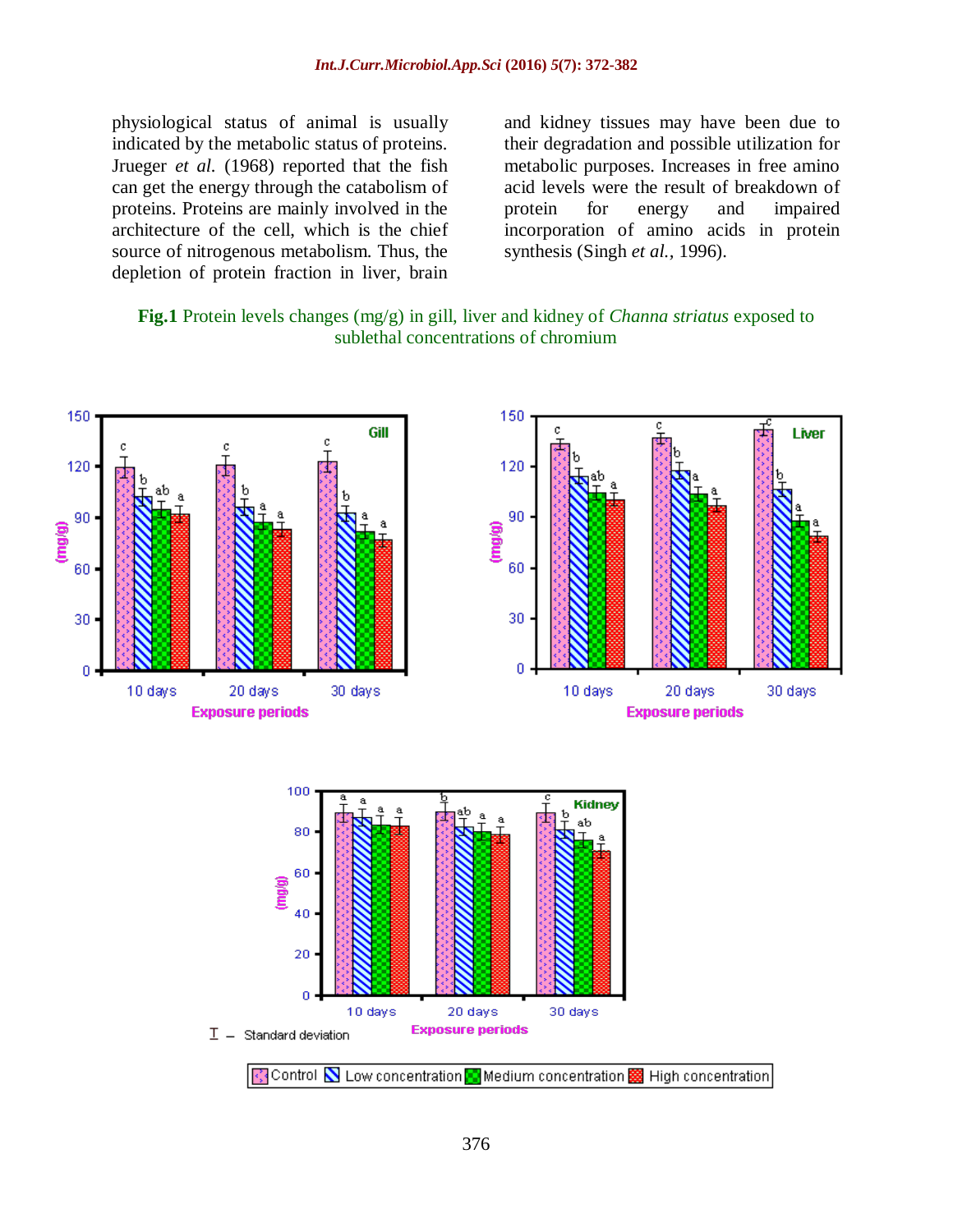physiological status of animal is usually indicated by the metabolic status of proteins. Jrueger *et al.* (1968) reported that the fish can get the energy through the catabolism of proteins. Proteins are mainly involved in the architecture of the cell, which is the chief source of nitrogenous metabolism. Thus, the depletion of protein fraction in liver, brain and kidney tissues may have been due to their degradation and possible utilization for metabolic purposes. Increases in free amino acid levels were the result of breakdown of protein for energy and impaired incorporation of amino acids in protein synthesis (Singh *et al.*, 1996).

**Fig.1** Protein levels changes (mg/g) in gill, liver and kidney of *Channa striatus* exposed to sublethal concentrations of chromium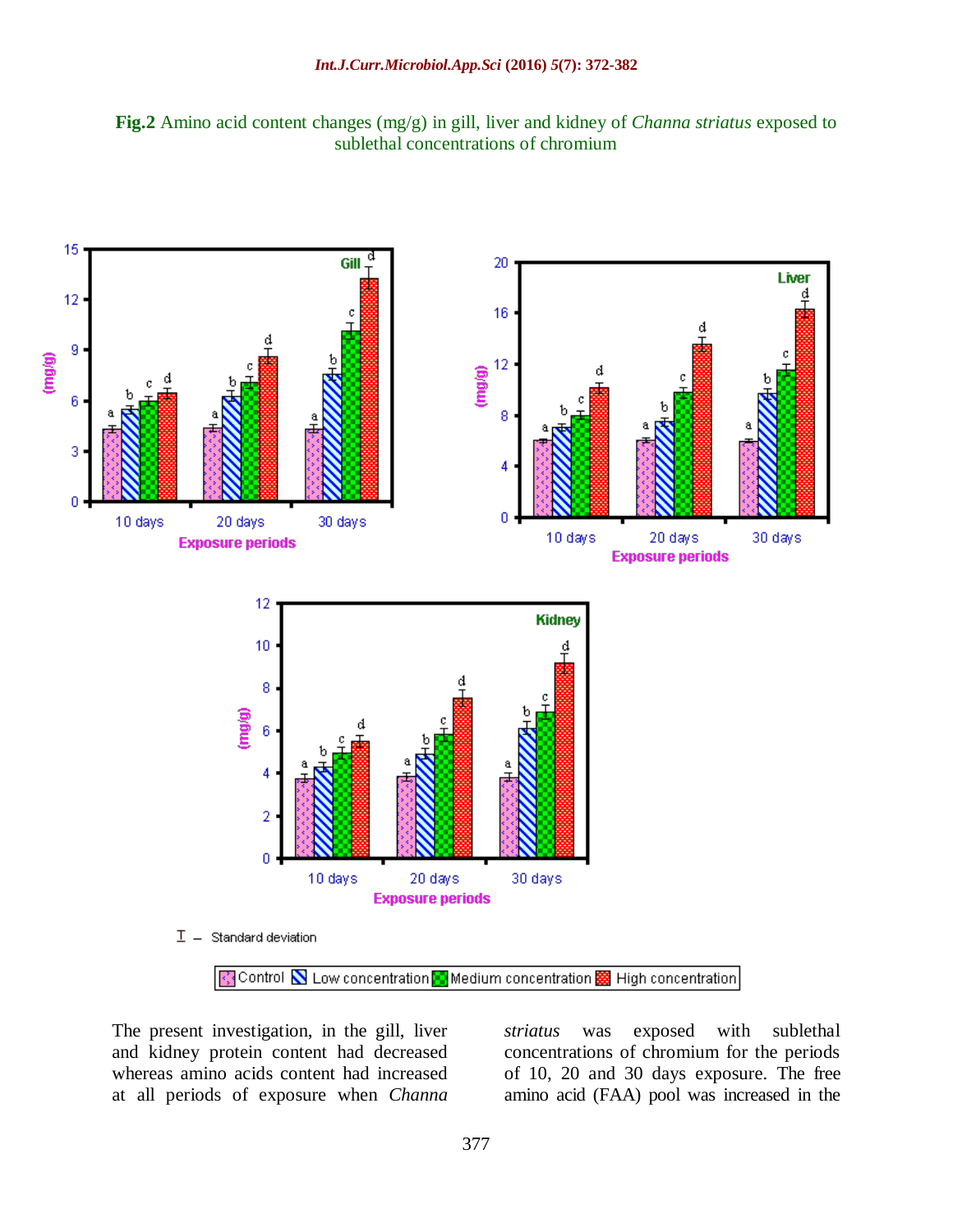**Fig.2** Amino acid content changes (mg/g) in gill, liver and kidney of *Channa striatus* exposed to sublethal concentrations of chromium

The present investigation, in the gill, liver and kidney protein content had decreased whereas amino acids content had increased at all periods of exposure when *Channa striatus* was exposed with sublethal concentrations of chromium for the periods of 10, 20 and 30 days exposure. The free amino acid (FAA) pool was increased in the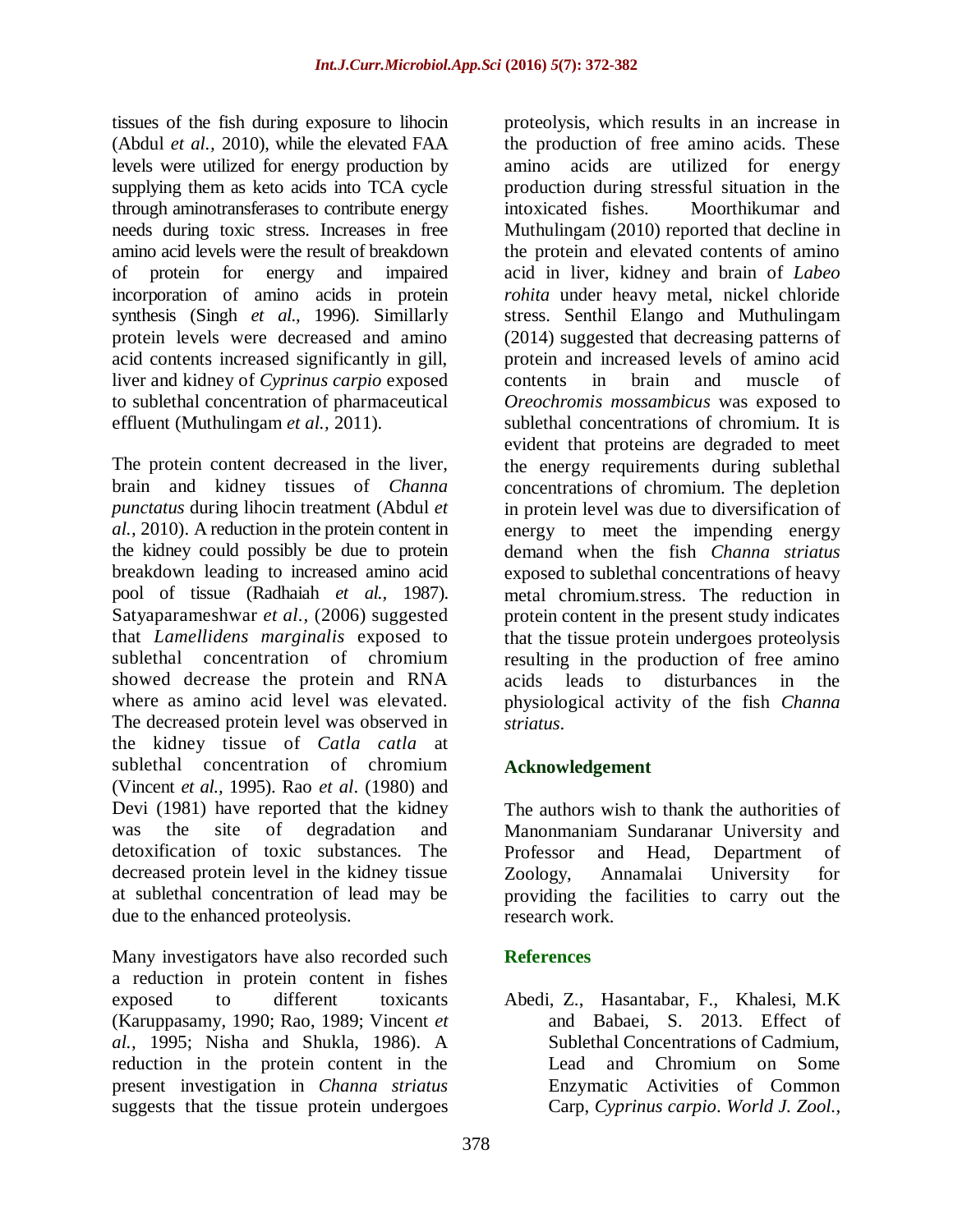tissues of the fish during exposure to lihocin (Abdul *et al.,* 2010), while the elevated FAA levels were utilized for energy production by supplying them as keto acids into TCA cycle through aminotransferases to contribute energy needs during toxic stress. Increases in free amino acid levels were the result of breakdown of protein for energy and impaired incorporation of amino acids in protein synthesis (Singh *et al.,* 1996). Simillarly protein levels were decreased and amino acid contents increased significantly in gill, liver and kidney of *Cyprinus carpio* exposed to sublethal concentration of pharmaceutical effluent (Muthulingam *et al.,* 2011).

The protein content decreased in the liver, brain and kidney tissues of *Channa punctatus* during lihocin treatment (Abdul *et al.,* 2010). A reduction in the protein content in the kidney could possibly be due to protein breakdown leading to increased amino acid pool of tissue (Radhaiah *et al.,* 1987). Satyaparameshwar *et al.,* (2006) suggested that *Lamellidens marginalis* exposed to sublethal concentration of chromium showed decrease the protein and RNA where as amino acid level was elevated. The decreased protein level was observed in the kidney tissue of *Catla catla* at sublethal concentration of chromium (Vincent *et al.,* 1995). Rao *et al*. (1980) and Devi (1981) have reported that the kidney was the site of degradation and detoxification of toxic substances. The decreased protein level in the kidney tissue at sublethal concentration of lead may be due to the enhanced proteolysis.

Many investigators have also recorded such a reduction in protein content in fishes exposed to different toxicants (Karuppasamy, 1990; Rao, 1989; Vincent *et al.,* 1995; Nisha and Shukla, 1986). A reduction in the protein content in the present investigation in *Channa striatus* suggests that the tissue protein undergoes proteolysis, which results in an increase in the production of free amino acids. These amino acids are utilized for energy production during stressful situation in the intoxicated fishes. Moorthikumar and Muthulingam (2010) reported that decline in the protein and elevated contents of amino acid in liver, kidney and brain of *Labeo rohita* under heavy metal, nickel chloride stress. Senthil Elango and Muthulingam (2014) suggested that decreasing patterns of protein and increased levels of amino acid contents in brain and muscle of *Oreochromis mossambicus* was exposed to sublethal concentrations of chromium. It is evident that proteins are degraded to meet the energy requirements during sublethal concentrations of chromium. The depletion in protein level was due to diversification of energy to meet the impending energy demand when the fish *Channa striatus* exposed to sublethal concentrations of heavy metal chromium.stress. The reduction in protein content in the present study indicates that the tissue protein undergoes proteolysis resulting in the production of free amino acids leads to disturbances in the physiological activity of the fish *Channa striatus*.

## Acknowledgement

The authors wish to thank the authorities of Manonmaniam Sundaranar University and Professor and Head, Department of Zoology, Annamalai University for providing the facilities to carry out the research work.

## References

Abedi, Z., Hasantabar, F., Khalesi, M.K and Babaei, S. 2013. Effect of Sublethal Concentrations of Cadmium, Lead and Chromium on Some Enzymatic Activities of Common Carp, *Cyprinus carpio*. *World J. Zool.,*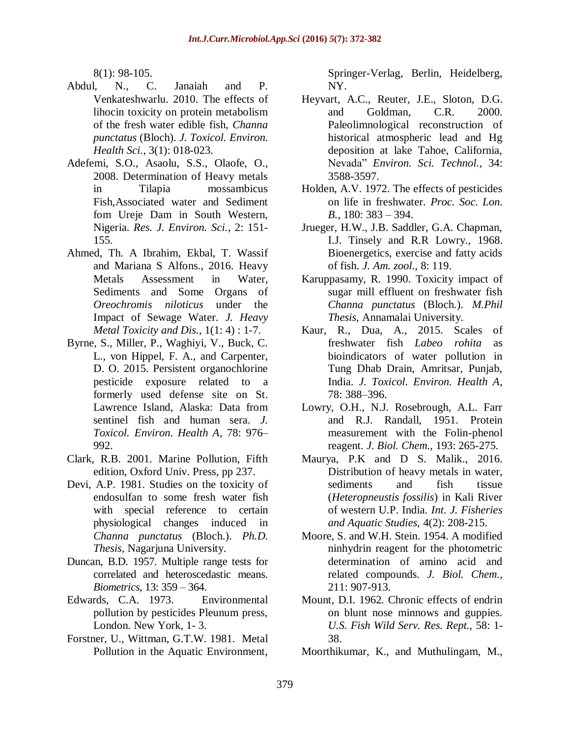8(1): 98-105.

Abdul, N., C. Janaiah and P. Venkateshwarlu. 2010. The effects of lihocin toxicity on protein metabolism of the fresh water edible fish, *Channa punctatus* (Bloch). *J. Toxicol. Environ. Health Sci.,* 3(1): 018-023.

Adefemi, S.O., Asaolu, S.S., Olaofe, O., 2008. Determination of Heavy metals in Tilapia mossambicus Fish,Associated water and Sediment fom Ureje Dam in South Western, Nigeria. *Res. J. Environ. Sci.,* 2: 151-155.

Ahmed, Th. A Ibrahim, Ekbal, T. Wassif and Mariana S Alfons., 2016. Heavy Metals Assessment in Water, Sediments and Some Organs of *Oreochromis niloticus* under the Impact of Sewage Water. *J. Heavy Metal Toxicity and Dis.,* 1(1: 4) : 1-7.

Byrne, S., Miller, P., Waghiyi, V., Buck, C. L., von Hippel, F. A., and Carpenter, D. O. 2015. Persistent organochlorine pesticide exposure related to a formerly used defense site on St. Lawrence Island, Alaska: Data from sentinel fish and human sera. *J. Toxicol. Environ. Health A,* 78: 976–992.

Clark, R.B. 2001. Marine Pollution, Fifth edition, Oxford Univ. Press, pp 237.

Devi, A.P. 1981. Studies on the toxicity of endosulfan to some fresh water fish with special reference to certain physiological changes induced in *Channa punctatus* (Bloch.). *Ph.D. Thesis*, Nagarjuna University.

Duncan, B.D. 1957. Multiple range tests for correlated and heteroscedastic means. *Biometrics*, 13: 359 – 364.

Edwards, C.A. 1973. Environmental pollution by pesticides Pleunum press, London. New York, 1- 3.

Forstner, U., Wittman, G.T.W. 1981. Metal Pollution in the Aquatic Environment, Springer-Verlag, Berlin, Heidelberg, NY.

Heyvart, A.C., Reuter, J.E., Sloton, D.G. and Goldman, C.R. 2000. Paleolimnological reconstruction of historical atmospheric lead and Hg deposition at lake Tahoe, California, Nevada" *Environ. Sci. Technol.,* 34: 3588-3597.

Holden, A.V. 1972. The effects of pesticides on life in freshwater. *Proc. Soc. Lon. B.*, 180: 383 – 394.

Jrueger, H.W., J.B. Saddler, G.A. Chapman, I.J. Tinsely and R.R Lowry., 1968. Bioenergetics, exercise and fatty acids of fish. *J. Am. zool.,* 8: 119.

Karuppasamy, R. 1990. Toxicity impact of sugar mill effluent on freshwater fish *Channa punctatus* (Bloch.). *M.Phil Thesis,* Annamalai University.

Kaur, R., Dua, A., 2015. Scales of freshwater fish *Labeo rohita* as bioindicators of water pollution in Tung Dhab Drain, Amritsar, Punjab, India. *J. Toxicol. Environ. Health A,* 78: 388–396.

Lowry, O.H., N.J. Rosebrough, A.L. Farr and R.J. Randall, 1951. Protein measurement with the Folin-phenol reagent. *J. Biol. Chem.,* 193: 265-275.

Maurya, P.K and D S. Malik., 2016. Distribution of heavy metals in water, sediments and fish tissue (*Heteropneustis fossilis*) in Kali River of western U.P. India. *Int. J. Fisheries and Aquatic Studies,* 4(2): 208-215.

Moore, S. and W.H. Stein. 1954. A modified ninhydrin reagent for the photometric determination of amino acid and related compounds. *J. Biol. Chem.,* 211: 907-913.

Mount, D.I. 1962. Chronic effects of endrin on blunt nose minnows and guppies. *U.S. Fish Wild Serv. Res. Rept.,* 58: 1-38.

Moorthikumar, K., and Muthulingam, M.,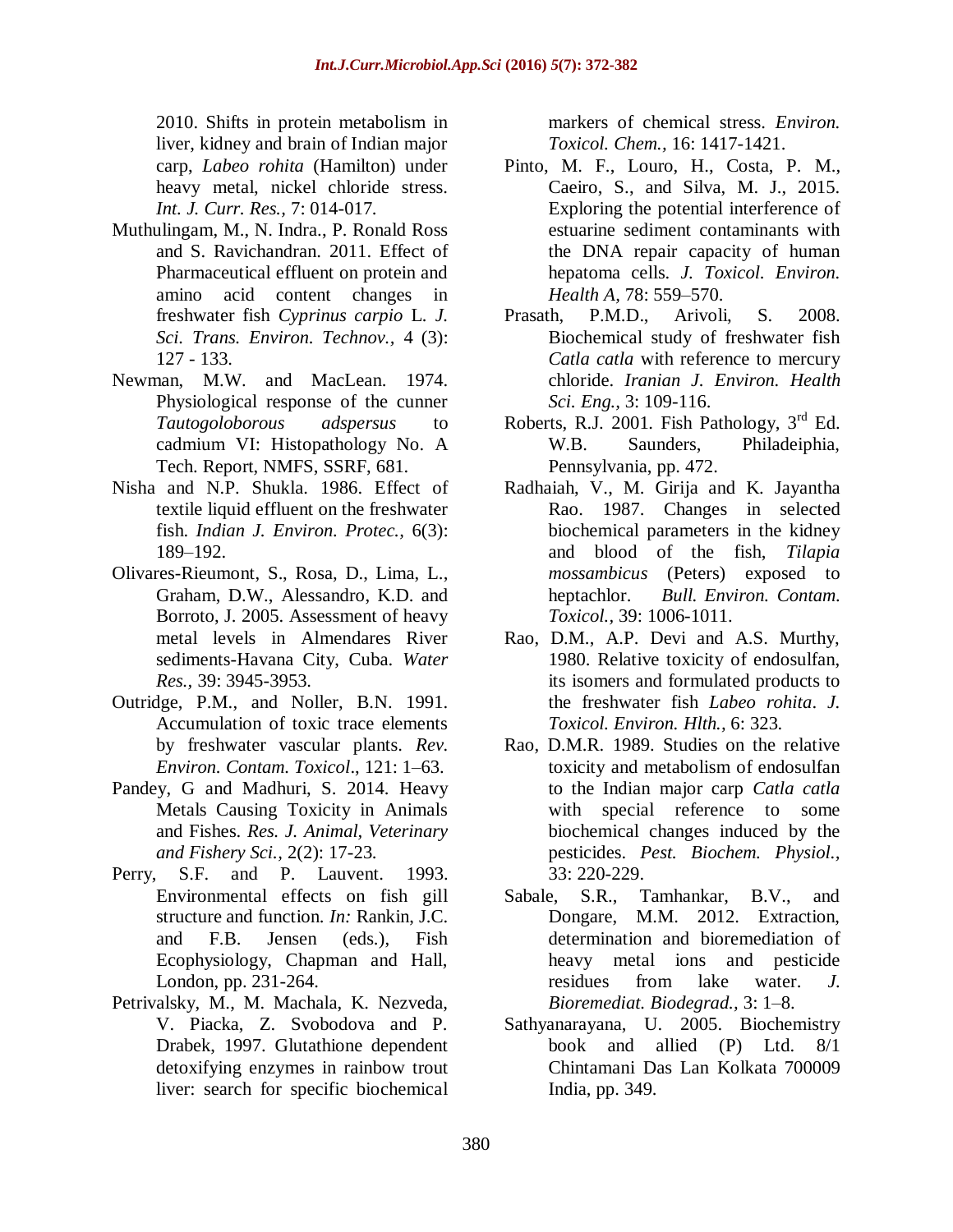2010. Shifts in protein metabolism in liver, kidney and brain of Indian major carp, *Labeo rohita* (Hamilton) under heavy metal, nickel chloride stress. *Int. J. Curr. Res.,* 7: 014-017.

Muthulingam, M., N. Indra., P. Ronald Ross and S. Ravichandran. 2011. Effect of Pharmaceutical effluent on protein and amino acid content changes in freshwater fish *Cyprinus carpio* L. *J. Sci. Trans. Environ. Technov.,* 4 (3): 127 - 133.

Newman, M.W. and MacLean. 1974. Physiological response of the cunner *Tautogoloborous adspersus* to cadmium VI: Histopathology No. A Tech. Report, NMFS, SSRF, 681.

Nisha and N.P. Shukla. 1986. Effect of textile liquid effluent on the freshwater fish. *Indian J. Environ. Protec.,* 6(3): 189–192.

Olivares-Rieumont, S., Rosa, D., Lima, L., Graham, D.W., Alessandro, K.D. and Borroto, J. 2005. Assessment of heavy metal levels in Almendares River sediments-Havana City, Cuba. *Water Res.,* 39: 3945-3953.

Outridge, P.M., and Noller, B.N. 1991. Accumulation of toxic trace elements by freshwater vascular plants. *Rev. Environ. Contam. Toxicol*., 121: 1–63.

Pandey, G and Madhuri, S. 2014. Heavy Metals Causing Toxicity in Animals and Fishes. *Res. J. Animal, Veterinary and Fishery Sci.,* 2(2): 17-23.

Perry, S.F. and P. Lauvent. 1993. Environmental effects on fish gill structure and function. *In:* Rankin, J.C. and F.B. Jensen (eds.), Fish Ecophysiology, Chapman and Hall, London, pp. 231-264.

Petrivalsky, M., M. Machala, K. Nezveda, V. Piacka, Z. Svobodova and P. Drabek, 1997. Glutathione dependent detoxifying enzymes in rainbow trout liver: search for specific biochemical markers of chemical stress. *Environ. Toxicol. Chem.,* 16: 1417-1421.

Pinto, M. F., Louro, H., Costa, P. M., Caeiro, S., and Silva, M. J., 2015. Exploring the potential interference of estuarine sediment contaminants with the DNA repair capacity of human hepatoma cells. *J. Toxicol. Environ. Health A,* 78: 559–570.

Prasath, P.M.D., Arivoli, S. 2008. Biochemical study of freshwater fish *Catla catla* with reference to mercury chloride. *Iranian J. Environ. Health Sci. Eng.,* 3: 109-116.

Roberts, R.J. 2001. Fish Pathology, 3rd Ed. W.B. Saunders, Philadeiphia, Pennsylvania, pp. 472.

Radhaiah, V., M. Girija and K. Jayantha Rao. 1987. Changes in selected biochemical parameters in the kidney and blood of the fish, *Tilapia mossambicus* (Peters) exposed to heptachlor. *Bull. Environ. Contam. Toxicol.,* 39: 1006-1011.

Rao, D.M., A.P. Devi and A.S. Murthy, 1980. Relative toxicity of endosulfan, its isomers and formulated products to the freshwater fish *Labeo rohita*. *J. Toxicol. Environ. Hlth.,* 6: 323.

Rao, D.M.R. 1989. Studies on the relative toxicity and metabolism of endosulfan to the Indian major carp *Catla catla* with special reference to some biochemical changes induced by the pesticides. *Pest. Biochem. Physiol.,* 33: 220-229.

Sabale, S.R., Tamhankar, B.V., and Dongare, M.M. 2012. Extraction, determination and bioremediation of heavy metal ions and pesticide residues from lake water. *J. Bioremediat. Biodegrad.,* 3: 1–8.

Sathyanarayana, U. 2005. Biochemistry book and allied (P) Ltd. 8/1 Chintamani Das Lan Kolkata 700009 India, pp. 349.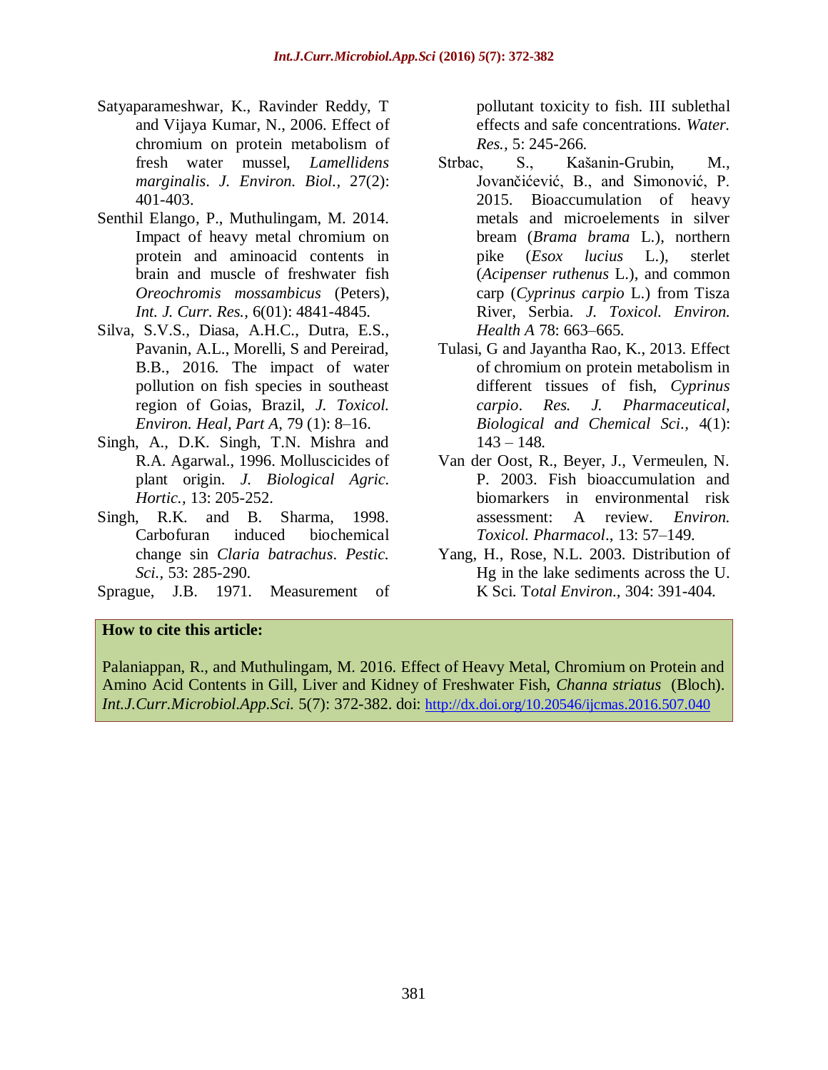Satyaparameshwar, K., Ravinder Reddy, T and Vijaya Kumar, N., 2006. Effect of chromium on protein metabolism of fresh water mussel, *Lamellidens marginalis*. *J. Environ. Biol.,* 27(2): 401-403.

Senthil Elango, P., Muthulingam, M. 2014. Impact of heavy metal chromium on protein and aminoacid contents in brain and muscle of freshwater fish *Oreochromis mossambicus* (Peters), *Int. J. Curr. Res.*, 6(01): 4841-4845.

Silva, S.V.S., Diasa, A.H.C., Dutra, E.S., Pavanin, A.L., Morelli, S and Pereirad, B.B., 2016. The impact of water pollution on fish species in southeast region of Goias, Brazil, *J. Toxicol. Environ. Heal, Part A*, 79 (1): 8–16.

Singh, A., D.K. Singh, T.N. Mishra and R.A. Agarwal., 1996. Molluscicides of plant origin. *J. Biological Agric. Hortic.,* 13: 205-252.

Singh, R.K. and B. Sharma, 1998. Carbofuran induced biochemical change sin *Claria batrachus*. *Pestic. Sci.*, 53: 285-290.

Sprague, J.B. 1971. Measurement of pollutant toxicity to fish. III sublethal effects and safe concentrations. *Water. Res.,* 5: 245-266.

Strbac, S., Kašanin-Grubin, M., Jovančićević, B., and Simonović, P. 2015. Bioaccumulation of heavy metals and microelements in silver bream (*Brama brama* L.), northern pike (*Esox lucius* L.), sterlet (*Acipenser ruthenus* L.), and common carp (*Cyprinus carpio* L.) from Tisza River, Serbia. *J. Toxicol. Environ. Health A* 78: 663–665.

Tulasi, G and Jayantha Rao, K., 2013. Effect of chromium on protein metabolism in different tissues of fish, *Cyprinus carpio*. *Res. J. Pharmaceutical, Biological and Chemical Sci.*, 4(1): 143 – 148.

Van der Oost, R., Beyer, J., Vermeulen, N. P. 2003. Fish bioaccumulation and biomarkers in environmental risk assessment: A review. *Environ. Toxicol. Pharmacol*., 13: 57–149.

Yang, H., Rose, N.L. 2003. Distribution of Hg in the lake sediments across the U. K Sci. T*otal Environ.,* 304: 391-404.

**How to cite this article:**

Palaniappan, R., and Muthulingam, M. 2016. Effect of Heavy Metal, Chromium on Protein and Amino Acid Contents in Gill, Liver and Kidney of Freshwater Fish, *Channa striatus* (Bloch). *Int.J.Curr.Microbiol.App.Sci.* 5(7): 372-382. doi: http://dx.doi.org/10.20546/ijcmas.2016.507.040